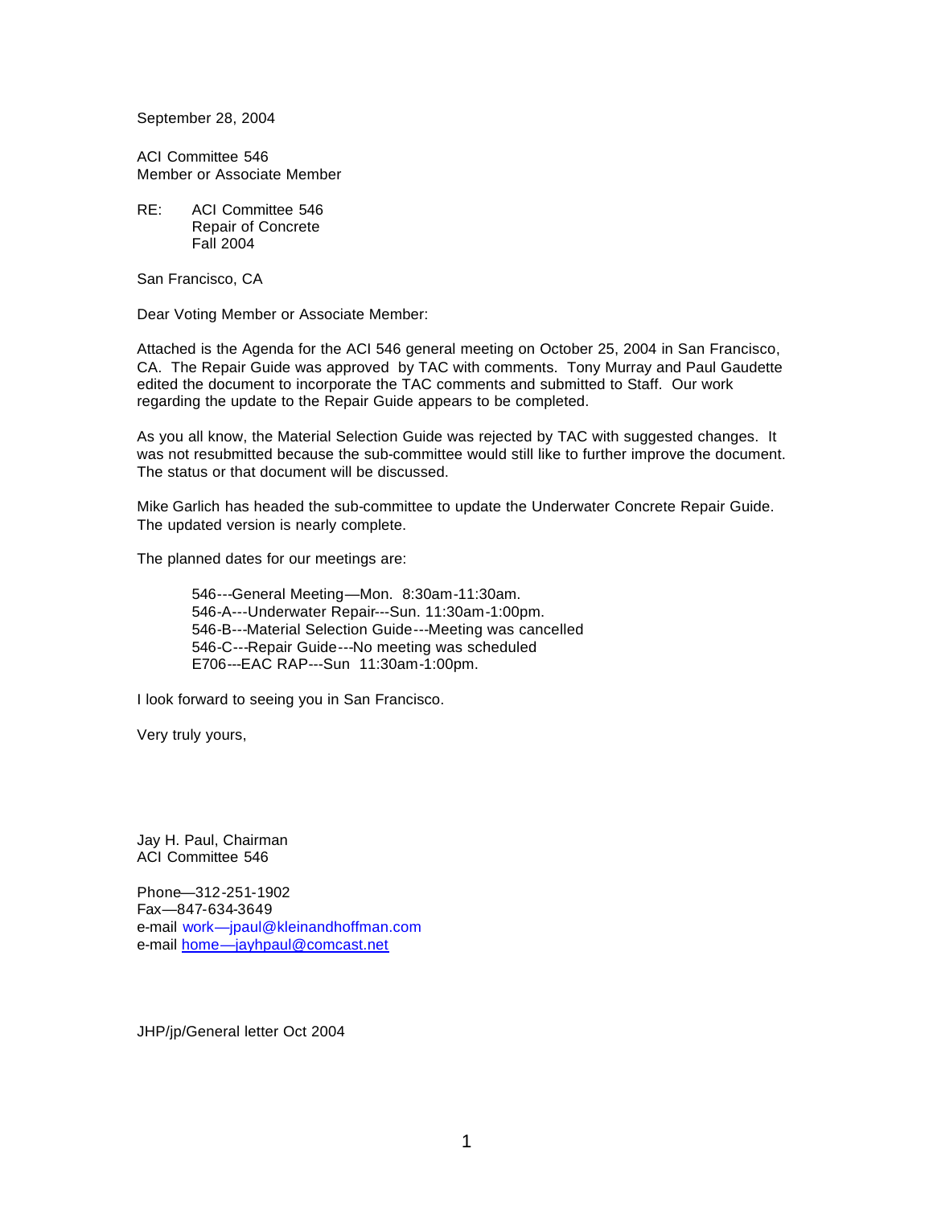September 28, 2004

ACI Committee 546
Member or Associate Member

RE: ACI Committee 546
Repair of Concrete
Fall 2004

San Francisco, CA

Dear Voting Member or Associate Member:

Attached is the Agenda for the ACI 546 general meeting on October 25, 2004 in San Francisco, CA. The Repair Guide was approved by TAC with comments. Tony Murray and Paul Gaudette edited the document to incorporate the TAC comments and submitted to Staff. Our work regarding the update to the Repair Guide appears to be completed.

As you all know, the Material Selection Guide was rejected by TAC with suggested changes. It was not resubmitted because the sub-committee would still like to further improve the document. The status or that document will be discussed.

Mike Garlich has headed the sub-committee to update the Underwater Concrete Repair Guide. The updated version is nearly complete.

The planned dates for our meetings are:

546---General Meeting—Mon. 8:30am-11:30am.
546-A---Underwater Repair---Sun. 11:30am-1:00pm.
546-B---Material Selection Guide---Meeting was cancelled
546-C---Repair Guide---No meeting was scheduled
E706---EAC RAP---Sun 11:30am-1:00pm.

I look forward to seeing you in San Francisco.

Very truly yours,

Jay H. Paul, Chairman
ACI Committee 546

Phone—312-251-1902
Fax—847-634-3649
e-mail work—jpaul@kleinandhoffman.com
e-mail home—jayhpaul@comcast.net

JHP/jp/General letter Oct 2004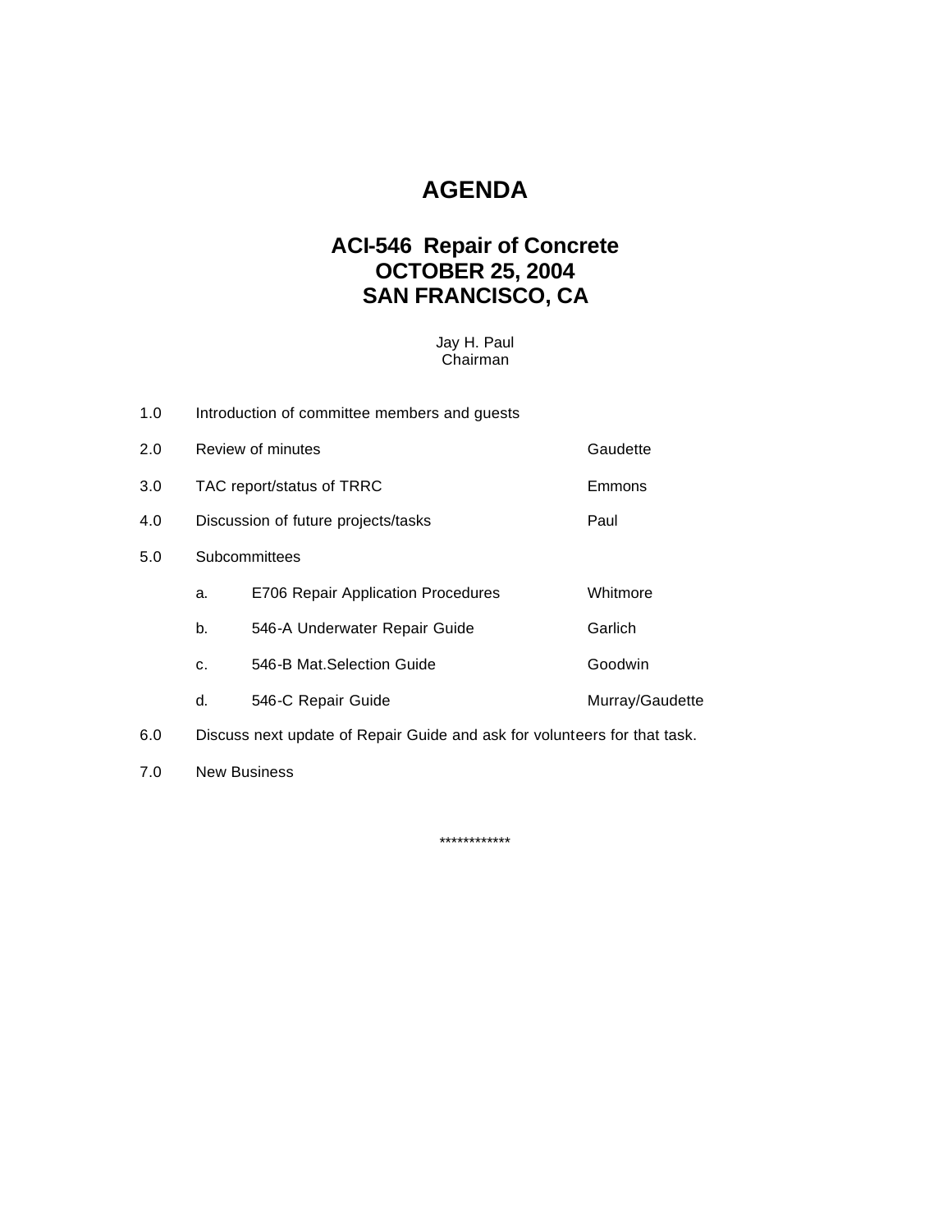# AGENDA

## ACI-546 Repair of Concrete
## OCTOBER 25, 2004
## SAN FRANCISCO, CA

Jay H. Paul
Chairman

| | | | |
|---|---|---|---|
| 1.0 | Introduction of committee members and guests | | |
| 2.0 | Review of minutes | | Gaudette |
| 3.0 | TAC report/status of TRRC | | Emmons |
| 4.0 | Discussion of future projects/tasks | | Paul |
| 5.0 | Subcommittees | | |
| | a. | E706 Repair Application Procedures | Whitmore |
| | b. | 546-A Underwater Repair Guide | Garlich |
| | c. | 546-B Mat.Selection Guide | Goodwin |
| | d. | 546-C Repair Guide | Murray/Gaudette |
| 6.0 | Discuss next update of Repair Guide and ask for volunteers for that task. | | |
| 7.0 | New Business | | |

************